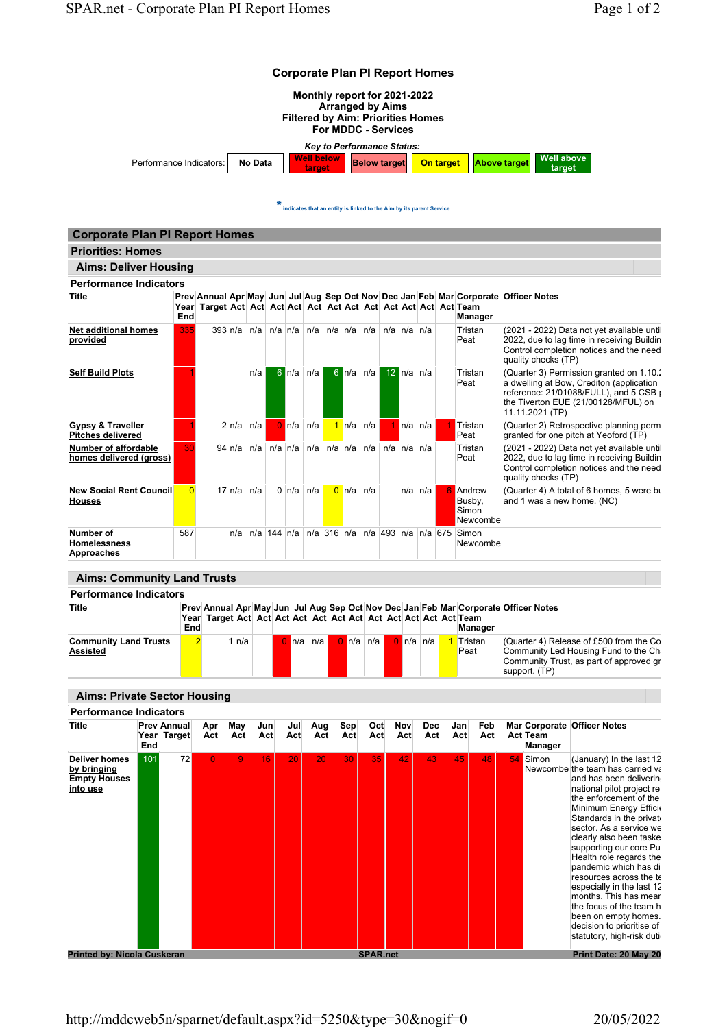# Corporate Plan PI Report Homes

**Monthly report for 2021-2022**
**Arranged by Aims**
**Filtered by Aim: Priorities Homes**
**For MDDC - Services**

*Key to Performance Status:*

| Performance Indicators: | No Data | Well below target | Below target | On target | Above target | Well above target |
|---|---|---|---|---|---|---|

\* indicates that an entity is linked to the Aim by its parent Service

## Corporate Plan PI Report Homes

### Priorities: Homes

### Aims: Deliver Housing

#### Performance Indicators

| Title | Prev Year End | Annual Target | Apr Act | May Act | Jun Act | Jul Act | Aug Act | Sep Act | Oct Act | Nov Act | Dec Act | Jan Act | Feb Act | Mar Act | Corporate Team Manager | Officer Notes |
|---|---|---|---|---|---|---|---|---|---|---|---|---|---|---|---|---|
| Net additional homes provided | 335 | 393 | n/a | n/a | n/a | n/a | n/a | n/a | n/a | n/a | n/a | n/a | n/a | | Tristan Peat | (2021 - 2022) Data not yet available unti 2022, due to lag time in receiving Buildin Control completion notices and the need quality checks (TP) |
| Self Build Plots | 1 | | | n/a | 6 | n/a | n/a | 6 | n/a | n/a | 12 | n/a | n/a | | Tristan Peat | (Quarter 3) Permission granted on 1.10.: a dwelling at Bow, Crediton (application reference: 21/01088/FULL), and 5 CSB p the Tiverton EUE (21/00128/MFUL) on 11.11.2021 (TP) |
| Gypsy & Traveller Pitches delivered | 1 | 2 | n/a | n/a | 0 | n/a | n/a | 1 | n/a | n/a | 1 | n/a | n/a | 1 | Tristan Peat | (Quarter 2) Retrospective planning perm granted for one pitch at Yeoford (TP) |
| Number of affordable homes delivered (gross) | 30 | 94 | n/a | n/a | n/a | n/a | n/a | n/a | n/a | n/a | n/a | n/a | n/a | | Tristan Peat | (2021 - 2022) Data not yet available unti 2022, due to lag time in receiving Buildin Control completion notices and the need quality checks (TP) |
| New Social Rent Council Houses | 0 | 17 | n/a | n/a | 0 | n/a | n/a | 0 | n/a | n/a | | n/a | n/a | 6 | Andrew Busby, Simon Newcombe | (Quarter 4) A total of 6 homes, 5 were bu and 1 was a new home. (NC) |
| Number of Homelessness Approaches | 587 | | n/a | n/a | 144 | n/a | n/a | 316 | n/a | n/a | 493 | n/a | n/a | 675 | Simon Newcombe | |

### Aims: Community Land Trusts

#### Performance Indicators

| Title | Prev Year End | Annual Target | Apr Act | May Act | Jun Act | Jul Act | Aug Act | Sep Act | Oct Act | Nov Act | Dec Act | Jan Act | Feb Act | Mar Act | Corporate Team Manager | Officer Notes |
|---|---|---|---|---|---|---|---|---|---|---|---|---|---|---|---|---|
| Community Land Trusts Assisted | 2 | 1 | n/a | | 0 | n/a | n/a | 0 | n/a | n/a | 0 | n/a | n/a | 1 | Tristan Peat | (Quarter 4) Release of £500 from the Co Community Led Housing Fund to the Ch Community Trust, as part of approved gr support. (TP) |

### Aims: Private Sector Housing

#### Performance Indicators

| Title | Prev Year End | Annual Target | Apr Act | May Act | Jun Act | Jul Act | Aug Act | Sep Act | Oct Act | Nov Act | Dec Act | Jan Act | Feb Act | Mar Act | Corporate Team Manager | Officer Notes |
|---|---|---|---|---|---|---|---|---|---|---|---|---|---|---|---|---|
| Deliver homes by bringing Empty Houses into use | 101 | 72 | 0 | 9 | 16 | 20 | 20 | 30 | 35 | 42 | 43 | 45 | 48 | 54 | Simon Newcombe | (January) In the last 12 the team has carried va and has been deliverin national pilot project re the enforcement of the Minimum Energy Efficie Standards in the privat sector. As a service we clearly also been taske supporting our core Pu Health role regards the pandemic which has di resources across the te especially in the last 12 months. This has mear the focus of the team h been on empty homes. decision to prioritise of statutory, high-risk duti |

Printed by: Nicola Cuskeran | SPAR.net | Print Date: 20 May 20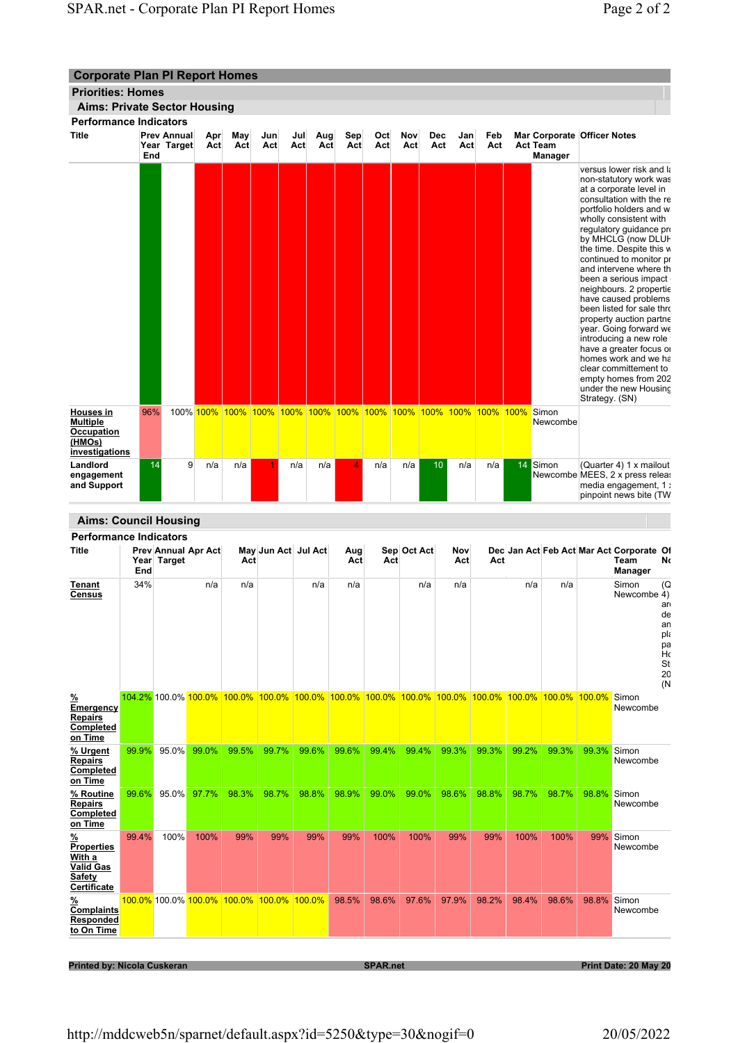## Corporate Plan PI Report Homes

### Priorities: Homes

#### Aims: Private Sector Housing

**Performance Indicators**

| Title | Prev Year End | Annual Target | Apr Act | May Act | Jun Act | Jul Act | Aug Act | Sep Act | Oct Act | Nov Act | Dec Act | Jan Act | Feb Act | Mar Act | Corporate Team Manager | Officer Notes |
|---|---|---|---|---|---|---|---|---|---|---|---|---|---|---|---|---|
| | | | | | | | | | | | | | | | | versus lower risk and l non-statutory work was at a corporate level in consultation with the re portfolio holders and w wholly consistent with regulatory guidance pr by MHCLG (now DLUH the time. Despite this w continued to monitor pr and intervene where th been a serious impact neighbours. 2 propertie have caused problems been listed for sale thro property auction partne year. Going forward we introducing a new role have a greater focus o homes work and we ha clear committement to empty homes from 202 under the new Housing Strategy. (SN) |
| Houses in Multiple Occupation (HMOs) investigations | 96% | 100% | 100% | 100% | 100% | 100% | 100% | 100% | 100% | 100% | 100% | 100% | 100% | 100% | Simon Newcombe | |
| Landlord engagement and Support | 14 | 9 | n/a | n/a | 1 | n/a | n/a | 4 | n/a | n/a | 10 | n/a | n/a | 14 | Simon Newcombe | (Quarter 4) 1 x mailout MEES, 2 x press releas media engagement, 1 x pinpoint news bite (TW |

#### Aims: Council Housing

**Performance Indicators**

| Title | Prev Year End | Annual Target | Apr Act | May Act | Jun Act | Jul Act | Aug Act | Sep Act | Oct Act | Nov Act | Dec Act | Jan Act | Feb Act | Mar Act | Corporate Team Manager | Of No |
|---|---|---|---|---|---|---|---|---|---|---|---|---|---|---|---|---|
| Tenant Census | 34% | | n/a | n/a | | n/a | n/a | | n/a | n/a | | n/a | n/a | | Simon Newcombe | (Q 4) ar de an pla pa Ho St 20 (N |
| % Emergency Repairs Completed on Time | 104.2% | 100.0% | 100.0% | 100.0% | 100.0% | 100.0% | 100.0% | 100.0% | 100.0% | 100.0% | 100.0% | 100.0% | 100.0% | 100.0% | Simon Newcombe | |
| % Urgent Repairs Completed on Time | 99.9% | 95.0% | 99.0% | 99.5% | 99.7% | 99.6% | 99.6% | 99.4% | 99.4% | 99.3% | 99.3% | 99.2% | 99.3% | 99.3% | Simon Newcombe | |
| % Routine Repairs Completed on Time | 99.6% | 95.0% | 97.7% | 98.3% | 98.7% | 98.8% | 98.9% | 99.0% | 99.0% | 98.6% | 98.8% | 98.7% | 98.7% | 98.8% | Simon Newcombe | |
| % Properties With a Valid Gas Safety Certificate | 99.4% | 100% | 100% | 99% | 99% | 99% | 99% | 100% | 100% | 99% | 99% | 100% | 100% | 99% | Simon Newcombe | |
| % Complaints Responded to On Time | 100.0% | 100.0% | 100.0% | 100.0% | 100.0% | 100.0% | 98.5% | 98.6% | 97.6% | 97.9% | 98.2% | 98.4% | 98.6% | 98.8% | Simon Newcombe | |

Printed by: Nicola Cuskeran | SPAR.net | Print Date: 20 May 20